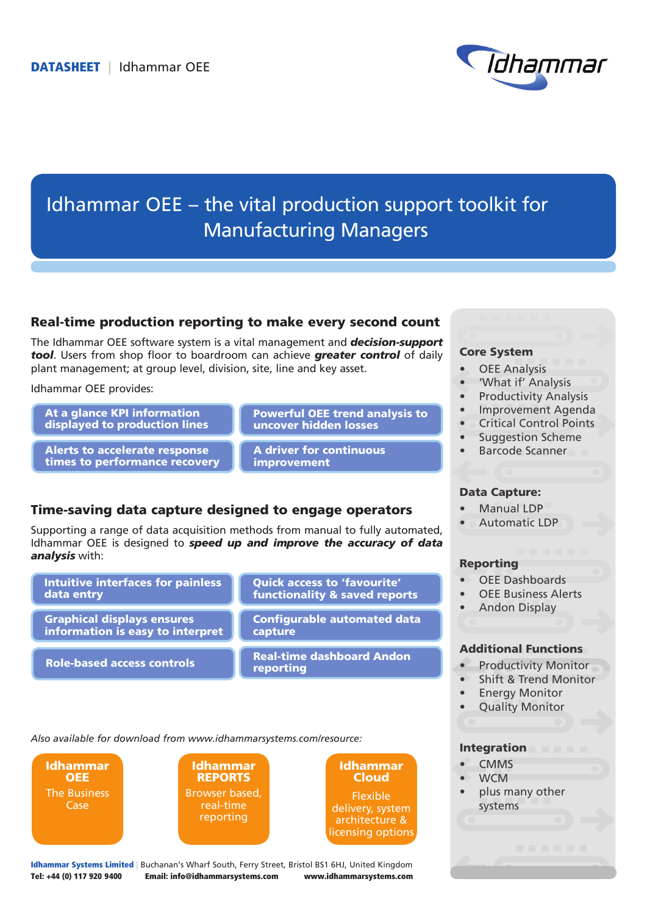**DATASHEET** | Idhammar OEE

# Idhammar OEE – the vital production support toolkit for Manufacturing Managers

## Real-time production reporting to make every second count

The Idhammar OEE software system is a vital management and ***decision-support tool***. Users from shop floor to boardroom can achieve ***greater control*** of daily plant management; at group level, division, site, line and key asset.

Idhammar OEE provides:

- **At a glance KPI information displayed to production lines**
- **Powerful OEE trend analysis to uncover hidden losses**
- **Alerts to accelerate response times to performance recovery**
- **A driver for continuous improvement**

## Time-saving data capture designed to engage operators

Supporting a range of data acquisition methods from manual to fully automated, Idhammar OEE is designed to ***speed up and improve the accuracy of data analysis*** with:

- **Intuitive interfaces for painless data entry**
- **Quick access to 'favourite' functionality & saved reports**
- **Graphical displays ensures information is easy to interpret**
- **Configurable automated data capture**
- **Role-based access controls**
- **Real-time dashboard Andon reporting**

*Also available for download from www.idhammarsystems.com/resource:*

- **Idhammar OEE** – The Business Case
- **Idhammar REPORTS** – Browser based, real-time reporting
- **Idhammar Cloud** – Flexible delivery, system architecture & licensing options

### Core System

- OEE Analysis
- 'What if' Analysis
- Productivity Analysis
- Improvement Agenda
- Critical Control Points
- Suggestion Scheme
- Barcode Scanner

### Data Capture:

- Manual LDP
- Automatic LDP

### Reporting

- OEE Dashboards
- OEE Business Alerts
- Andon Display

### Additional Functions

- Productivity Monitor
- Shift & Trend Monitor
- Energy Monitor
- Quality Monitor

### Integration

- CMMS
- WCM
- plus many other systems

**Idhammar Systems Limited** | Buchanan's Wharf South, Ferry Street, Bristol BS1 6HJ, United Kingdom
**Tel: +44 (0) 117 920 9400** **Email: info@idhammarsystems.com** **www.idhammarsystems.com**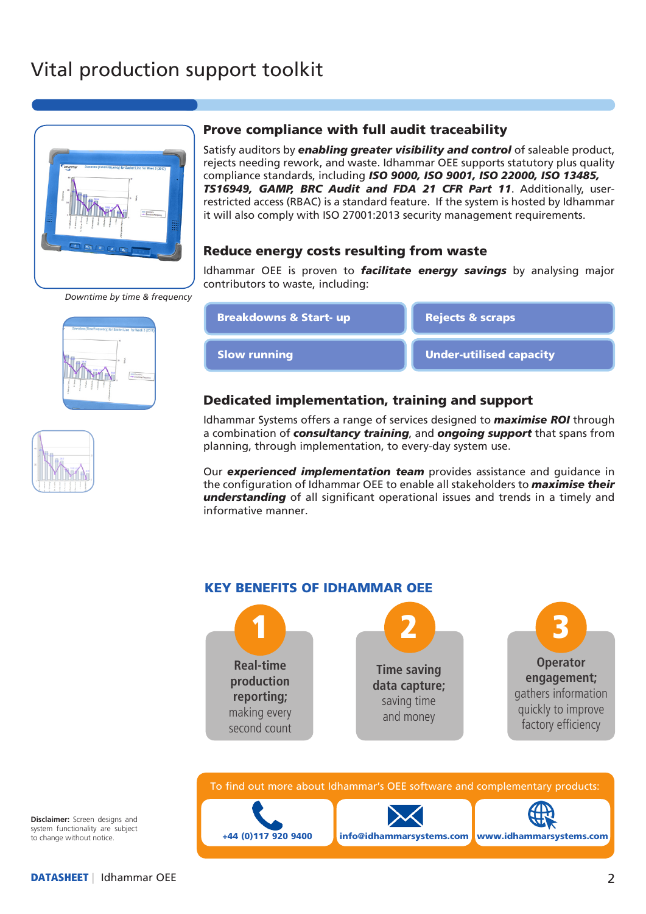# Vital production support toolkit

Downtime by time & frequency

## Prove compliance with full audit traceability

Satisfy auditors by ***enabling greater visibility and control*** of saleable product, rejects needing rework, and waste. Idhammar OEE supports statutory plus quality compliance standards, including ***ISO 9000, ISO 9001, ISO 22000, ISO 13485, TS16949, GAMP, BRC Audit and FDA 21 CFR Part 11***. Additionally, user-restricted access (RBAC) is a standard feature. If the system is hosted by Idhammar it will also comply with ISO 27001:2013 security management requirements.

## Reduce energy costs resulting from waste

Idhammar OEE is proven to ***facilitate energy savings*** by analysing major contributors to waste, including:

- **Breakdowns & Start- up**
- **Rejects & scraps**
- **Slow running**
- **Under-utilised capacity**

## Dedicated implementation, training and support

Idhammar Systems offers a range of services designed to ***maximise ROI*** through a combination of ***consultancy training***, and ***ongoing support*** that spans from planning, through implementation, to every-day system use.

Our ***experienced implementation team*** provides assistance and guidance in the configuration of Idhammar OEE to enable all stakeholders to ***maximise their understanding*** of all significant operational issues and trends in a timely and informative manner.

## KEY BENEFITS OF IDHAMMAR OEE

1. **Real-time production reporting;** making every second count
2. **Time saving data capture;** saving time and money
3. **Operator engagement;** gathers information quickly to improve factory efficiency

To find out more about Idhammar's OEE software and complementary products:

- **+44 (0)117 920 9400**
- **info@idhammarsystems.com**
- **www.idhammarsystems.com**

**Disclaimer:** Screen designs and system functionality are subject to change without notice.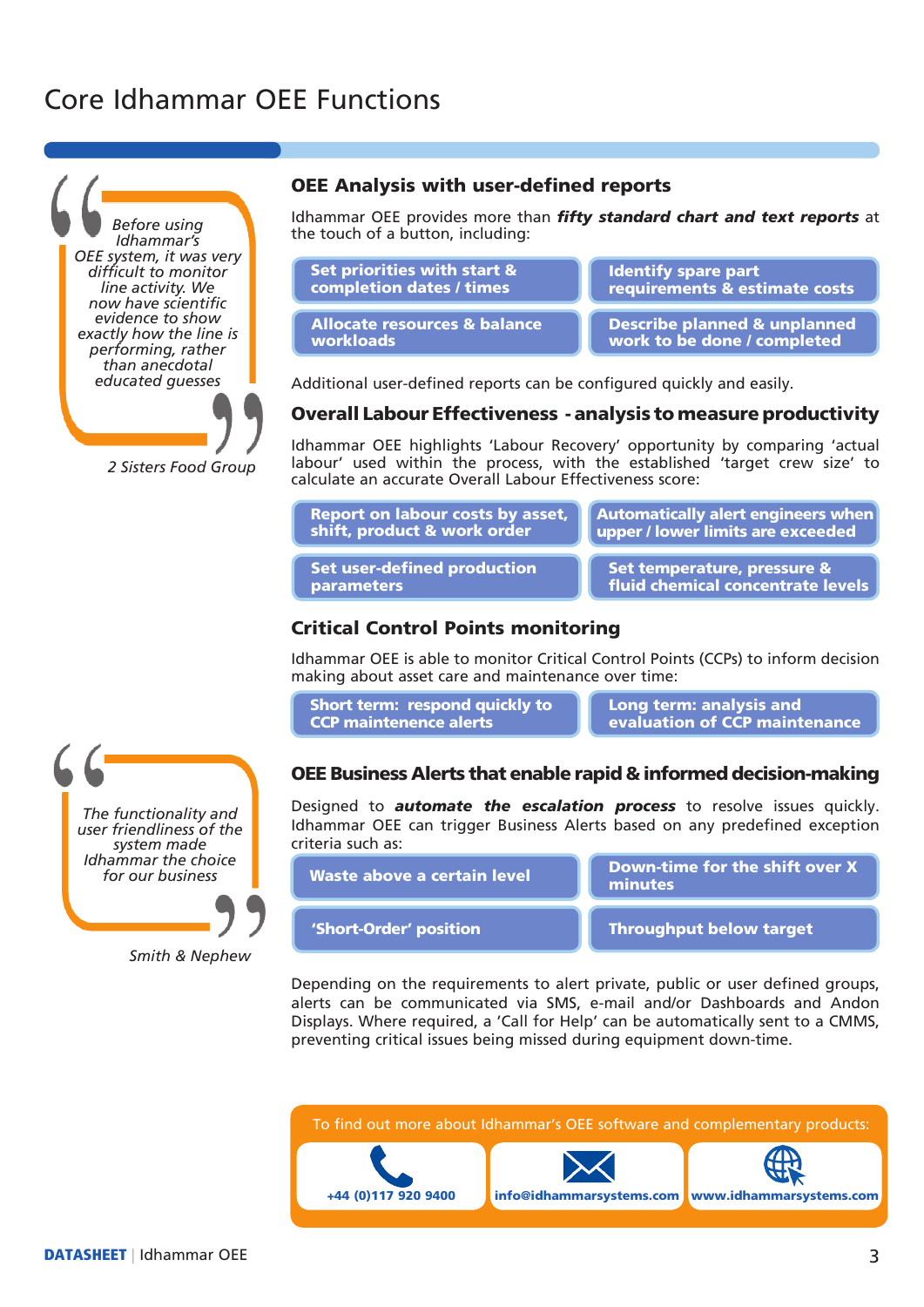# Core Idhammar OEE Functions

> *Before using Idhammar's OEE system, it was very difficult to monitor line activity. We now have scientific evidence to show exactly how the line is performing, rather than anecdotal educated guesses*
>
> *2 Sisters Food Group*

## OEE Analysis with user-defined reports

Idhammar OEE provides more than ***fifty standard chart and text reports*** at the touch of a button, including:

- **Set priorities with start & completion dates / times**
- **Identify spare part requirements & estimate costs**
- **Allocate resources & balance workloads**
- **Describe planned & unplanned work to be done / completed**

Additional user-defined reports can be configured quickly and easily.

## Overall Labour Effectiveness - analysis to measure productivity

Idhammar OEE highlights 'Labour Recovery' opportunity by comparing 'actual labour' used within the process, with the established 'target crew size' to calculate an accurate Overall Labour Effectiveness score:

- **Report on labour costs by asset, shift, product & work order**
- **Automatically alert engineers when upper / lower limits are exceeded**
- **Set user-defined production parameters**
- **Set temperature, pressure & fluid chemical concentrate levels**

## Critical Control Points monitoring

Idhammar OEE is able to monitor Critical Control Points (CCPs) to inform decision making about asset care and maintenance over time:

- **Short term: respond quickly to CCP maintenence alerts**
- **Long term: analysis and evaluation of CCP maintenance**

> *The functionality and user friendliness of the system made Idhammar the choice for our business*
>
> *Smith & Nephew*

## OEE Business Alerts that enable rapid & informed decision-making

Designed to ***automate the escalation process*** to resolve issues quickly. Idhammar OEE can trigger Business Alerts based on any predefined exception criteria such as:

- **Waste above a certain level**
- **Down-time for the shift over X minutes**
- **'Short-Order' position**
- **Throughput below target**

Depending on the requirements to alert private, public or user defined groups, alerts can be communicated via SMS, e-mail and/or Dashboards and Andon Displays. Where required, a 'Call for Help' can be automatically sent to a CMMS, preventing critical issues being missed during equipment down-time.

To find out more about Idhammar's OEE software and complementary products:

- **+44 (0)117 920 9400**
- **info@idhammarsystems.com**
- **www.idhammarsystems.com**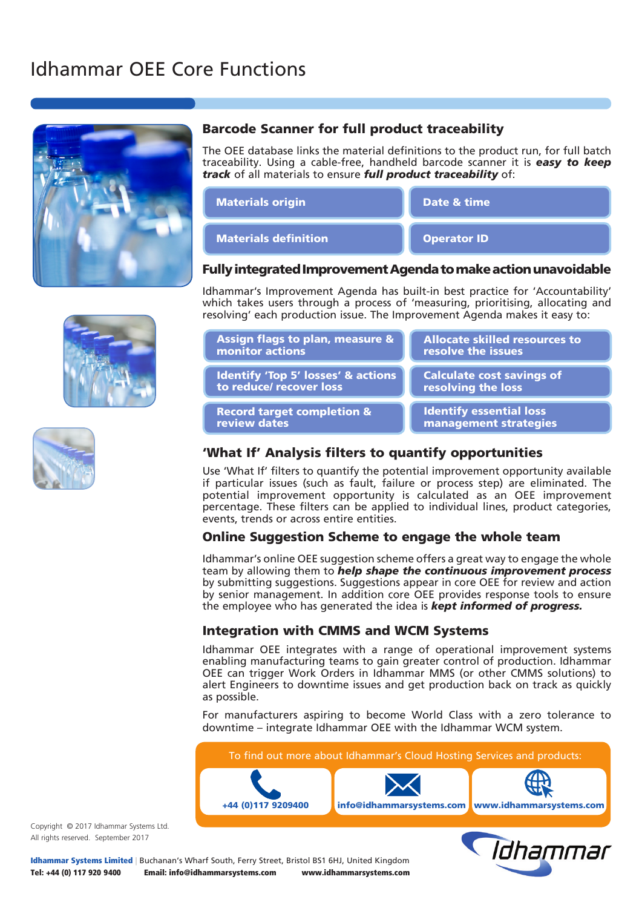# Idhammar OEE Core Functions

## Barcode Scanner for full product traceability

The OEE database links the material definitions to the product run, for full batch traceability. Using a cable-free, handheld barcode scanner it is ***easy to keep track*** of all materials to ensure ***full product traceability*** of:

- **Materials origin**
- **Date & time**
- **Materials definition**
- **Operator ID**

## Fully integrated Improvement Agenda to make action unavoidable

Idhammar's Improvement Agenda has built-in best practice for 'Accountability' which takes users through a process of 'measuring, prioritising, allocating and resolving' each production issue. The Improvement Agenda makes it easy to:

- **Assign flags to plan, measure & monitor actions**
- **Allocate skilled resources to resolve the issues**
- **Identify 'Top 5' losses' & actions to reduce/ recover loss**
- **Calculate cost savings of resolving the loss**
- **Record target completion & review dates**
- **Identify essential loss management strategies**

## 'What If' Analysis filters to quantify opportunities

Use 'What If' filters to quantify the potential improvement opportunity available if particular issues (such as fault, failure or process step) are eliminated. The potential improvement opportunity is calculated as an OEE improvement percentage. These filters can be applied to individual lines, product categories, events, trends or across entire entities.

## Online Suggestion Scheme to engage the whole team

Idhammar's online OEE suggestion scheme offers a great way to engage the whole team by allowing them to ***help shape the continuous improvement process*** by submitting suggestions. Suggestions appear in core OEE for review and action by senior management. In addition core OEE provides response tools to ensure the employee who has generated the idea is ***kept informed of progress.***

## Integration with CMMS and WCM Systems

Idhammar OEE integrates with a range of operational improvement systems enabling manufacturing teams to gain greater control of production. Idhammar OEE can trigger Work Orders in Idhammar MMS (or other CMMS solutions) to alert Engineers to downtime issues and get production back on track as quickly as possible.

For manufacturers aspiring to become World Class with a zero tolerance to downtime – integrate Idhammar OEE with the Idhammar WCM system.

To find out more about Idhammar's Cloud Hosting Services and products:

**+44 (0)117 9209400** | **info@idhammarsystems.com** | **www.idhammarsystems.com**

Copyright © 2017 Idhammar Systems Ltd.
All rights reserved. September 2017

**Idhammar Systems Limited** | Buchanan's Wharf South, Ferry Street, Bristol BS1 6HJ, United Kingdom
**Tel: +44 (0) 117 920 9400** **Email: info@idhammarsystems.com** **www.idhammarsystems.com**